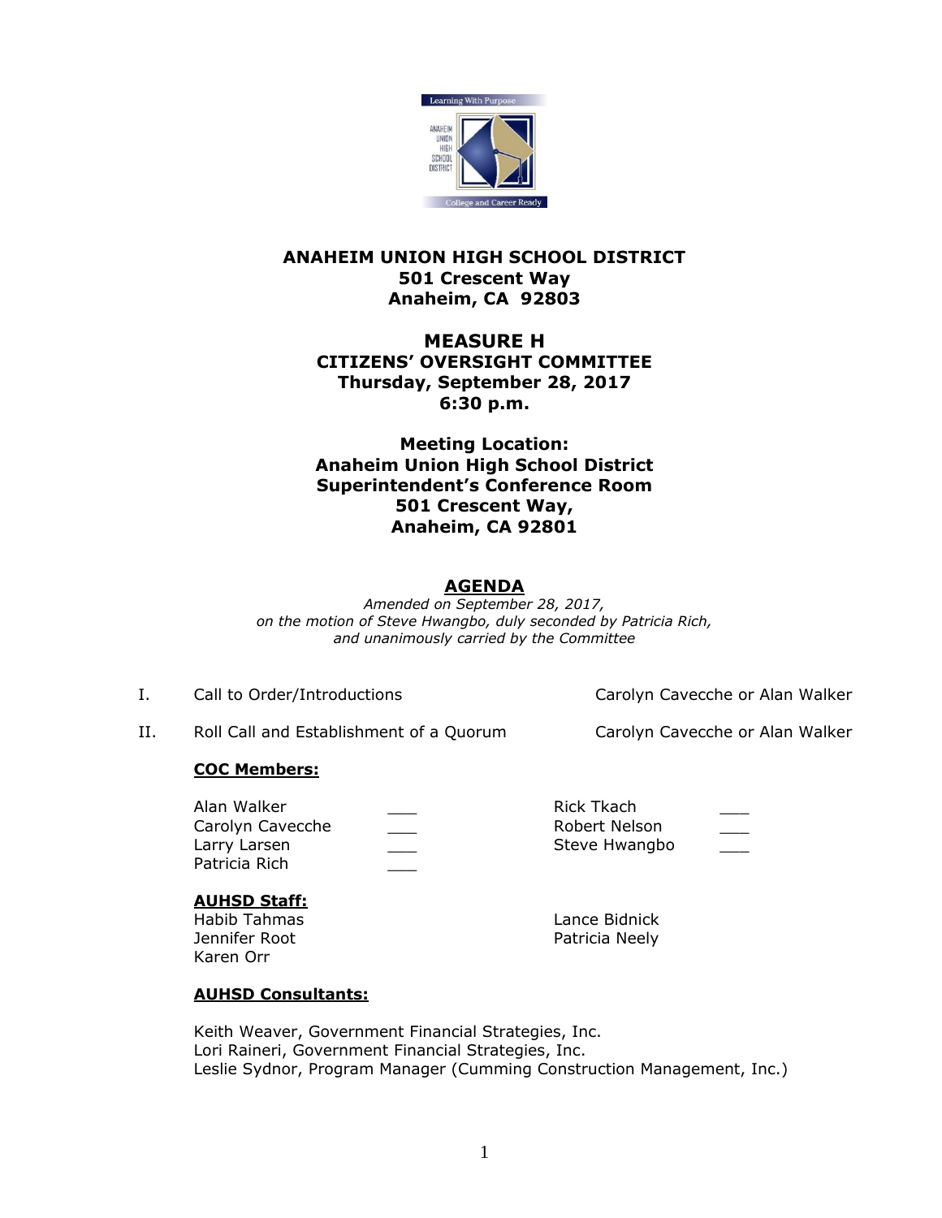**ANAHEIM UNION HIGH SCHOOL DISTRICT**
**501 Crescent Way**
**Anaheim, CA 92803**

# MEASURE H
## CITIZENS' OVERSIGHT COMMITTEE
**Thursday, September 28, 2017**
**6:30 p.m.**

**Meeting Location:**
**Anaheim Union High School District**
**Superintendent's Conference Room**
**501 Crescent Way,**
**Anaheim, CA 92801**

## AGENDA

*Amended on September 28, 2017,*
*on the motion of Steve Hwangbo, duly seconded by Patricia Rich,*
*and unanimously carried by the Committee*

I. Call to Order/Introductions — Carolyn Cavecche or Alan Walker

II. Roll Call and Establishment of a Quorum — Carolyn Cavecche or Alan Walker

**COC Members:**

| | | | |
|---|---|---|---|
| Alan Walker | ___ | Rick Tkach | ___ |
| Carolyn Cavecche | ___ | Robert Nelson | ___ |
| Larry Larsen | ___ | Steve Hwangbo | ___ |
| Patricia Rich | ___ | | |

**AUHSD Staff:**

Habib Tahmas
Jennifer Root
Karen Orr
Lance Bidnick
Patricia Neely

**AUHSD Consultants:**

Keith Weaver, Government Financial Strategies, Inc.
Lori Raineri, Government Financial Strategies, Inc.
Leslie Sydnor, Program Manager (Cumming Construction Management, Inc.)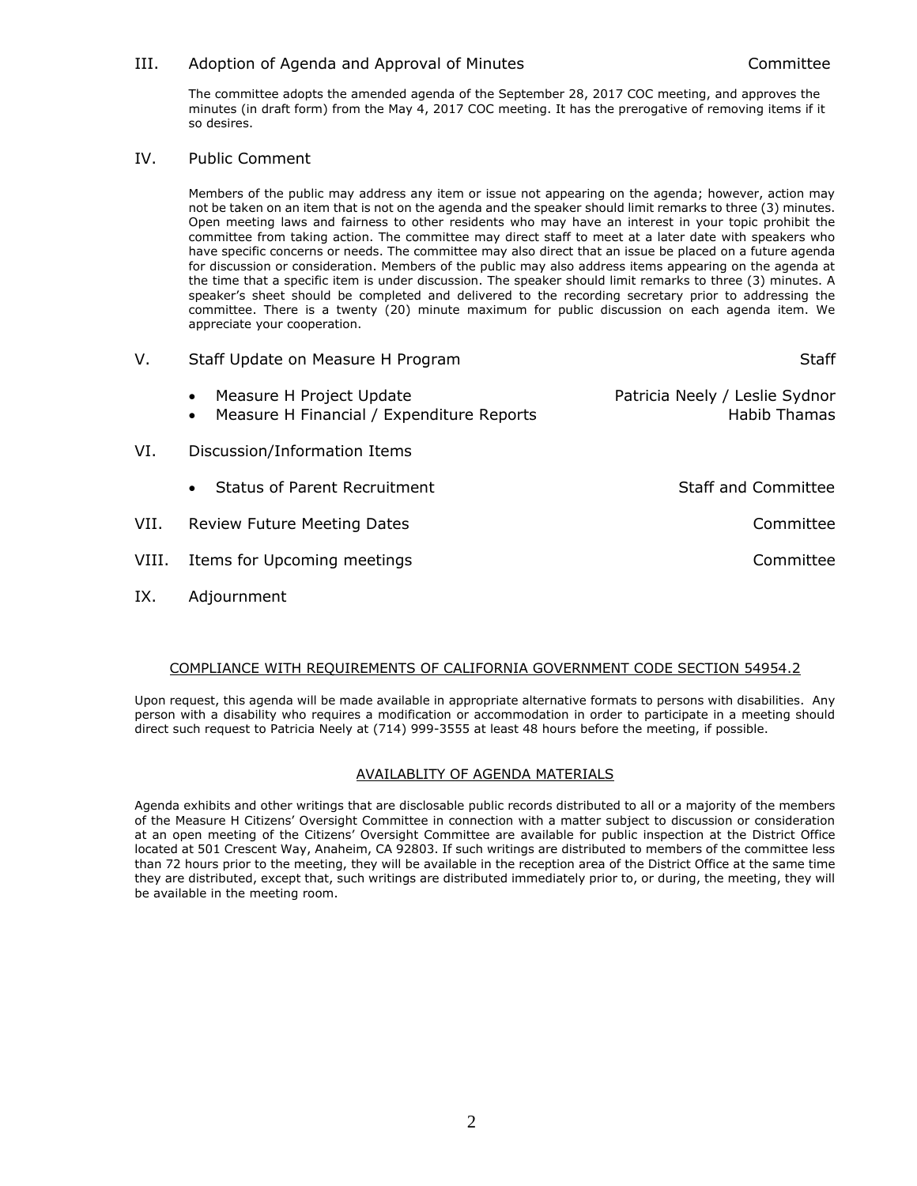III. Adoption of Agenda and Approval of Minutes — Committee

The committee adopts the amended agenda of the September 28, 2017 COC meeting, and approves the minutes (in draft form) from the May 4, 2017 COC meeting. It has the prerogative of removing items if it so desires.

IV. Public Comment

Members of the public may address any item or issue not appearing on the agenda; however, action may not be taken on an item that is not on the agenda and the speaker should limit remarks to three (3) minutes. Open meeting laws and fairness to other residents who may have an interest in your topic prohibit the committee from taking action. The committee may direct staff to meet at a later date with speakers who have specific concerns or needs. The committee may also direct that an issue be placed on a future agenda for discussion or consideration. Members of the public may also address items appearing on the agenda at the time that a specific item is under discussion. The speaker should limit remarks to three (3) minutes. A speaker's sheet should be completed and delivered to the recording secretary prior to addressing the committee. There is a twenty (20) minute maximum for public discussion on each agenda item. We appreciate your cooperation.

V. Staff Update on Measure H Program — Staff

- Measure H Project Update — Patricia Neely / Leslie Sydnor
- Measure H Financial / Expenditure Reports — Habib Thamas

VI. Discussion/Information Items

- Status of Parent Recruitment — Staff and Committee

VII. Review Future Meeting Dates — Committee

VIII. Items for Upcoming meetings — Committee

IX. Adjournment

COMPLIANCE WITH REQUIREMENTS OF CALIFORNIA GOVERNMENT CODE SECTION 54954.2

Upon request, this agenda will be made available in appropriate alternative formats to persons with disabilities. Any person with a disability who requires a modification or accommodation in order to participate in a meeting should direct such request to Patricia Neely at (714) 999-3555 at least 48 hours before the meeting, if possible.

AVAILABLITY OF AGENDA MATERIALS

Agenda exhibits and other writings that are disclosable public records distributed to all or a majority of the members of the Measure H Citizens' Oversight Committee in connection with a matter subject to discussion or consideration at an open meeting of the Citizens' Oversight Committee are available for public inspection at the District Office located at 501 Crescent Way, Anaheim, CA 92803. If such writings are distributed to members of the committee less than 72 hours prior to the meeting, they will be available in the reception area of the District Office at the same time they are distributed, except that, such writings are distributed immediately prior to, or during, the meeting, they will be available in the meeting room.